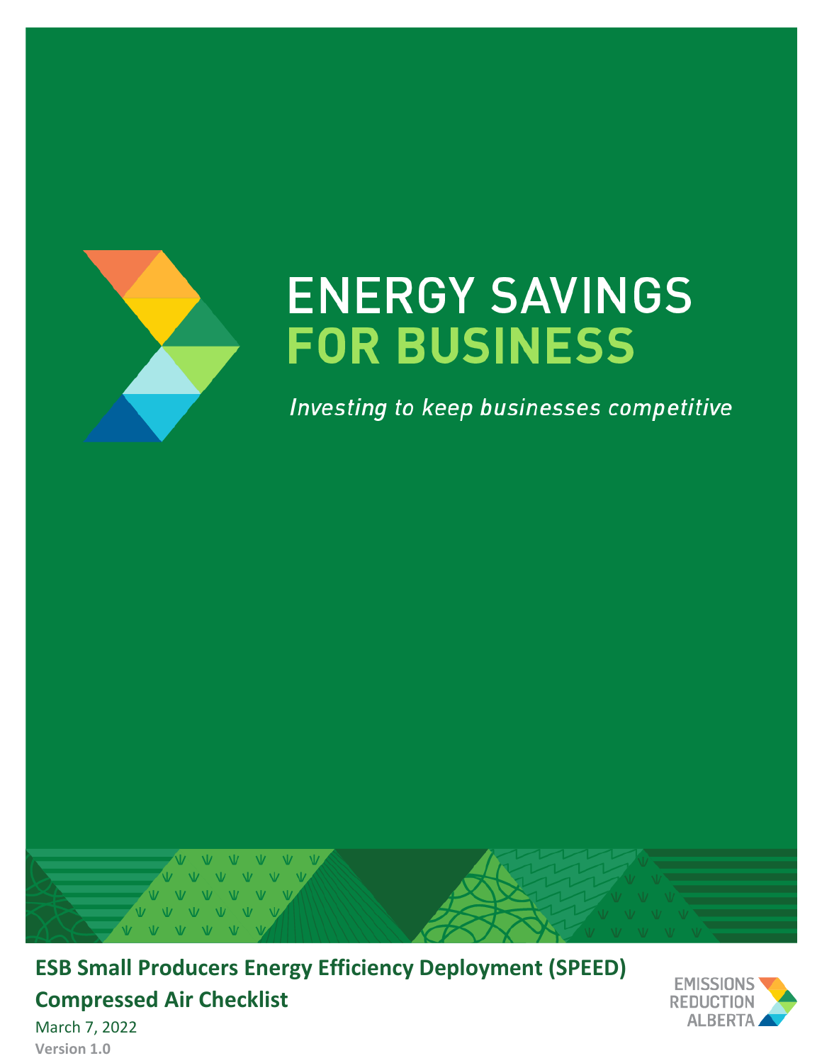# ENERGY SAVINGS FOR BUSINESS

*Investing to keep businesses competitive*

**ESB Small Producers Energy Efficiency Deployment (SPEED) Compressed Air Checklist**

March 7, 2022

**Version 1.0**

EMISSIONS REDUCTION ALBERTA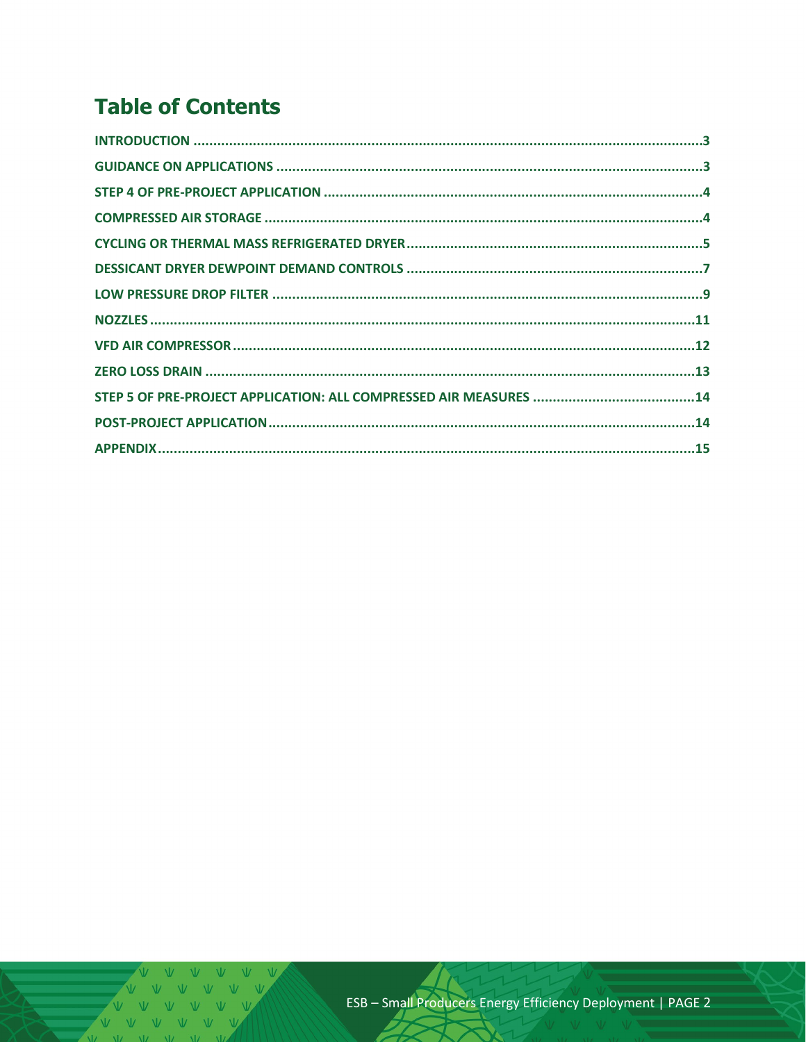# Table of Contents

INTRODUCTION ..... 3
GUIDANCE ON APPLICATIONS ..... 3
STEP 4 OF PRE-PROJECT APPLICATION ..... 4
COMPRESSED AIR STORAGE ..... 4
CYCLING OR THERMAL MASS REFRIGERATED DRYER ..... 5
DESSICANT DRYER DEWPOINT DEMAND CONTROLS ..... 7
LOW PRESSURE DROP FILTER ..... 9
NOZZLES ..... 11
VFD AIR COMPRESSOR ..... 12
ZERO LOSS DRAIN ..... 13
STEP 5 OF PRE-PROJECT APPLICATION: ALL COMPRESSED AIR MEASURES ..... 14
POST-PROJECT APPLICATION ..... 14
APPENDIX ..... 15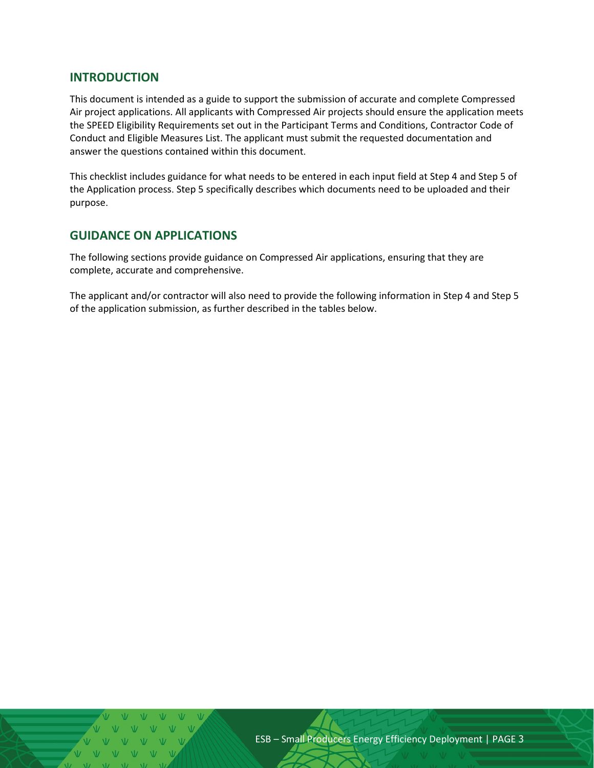## INTRODUCTION

This document is intended as a guide to support the submission of accurate and complete Compressed Air project applications. All applicants with Compressed Air projects should ensure the application meets the SPEED Eligibility Requirements set out in the Participant Terms and Conditions, Contractor Code of Conduct and Eligible Measures List. The applicant must submit the requested documentation and answer the questions contained within this document.

This checklist includes guidance for what needs to be entered in each input field at Step 4 and Step 5 of the Application process. Step 5 specifically describes which documents need to be uploaded and their purpose.

## GUIDANCE ON APPLICATIONS

The following sections provide guidance on Compressed Air applications, ensuring that they are complete, accurate and comprehensive.

The applicant and/or contractor will also need to provide the following information in Step 4 and Step 5 of the application submission, as further described in the tables below.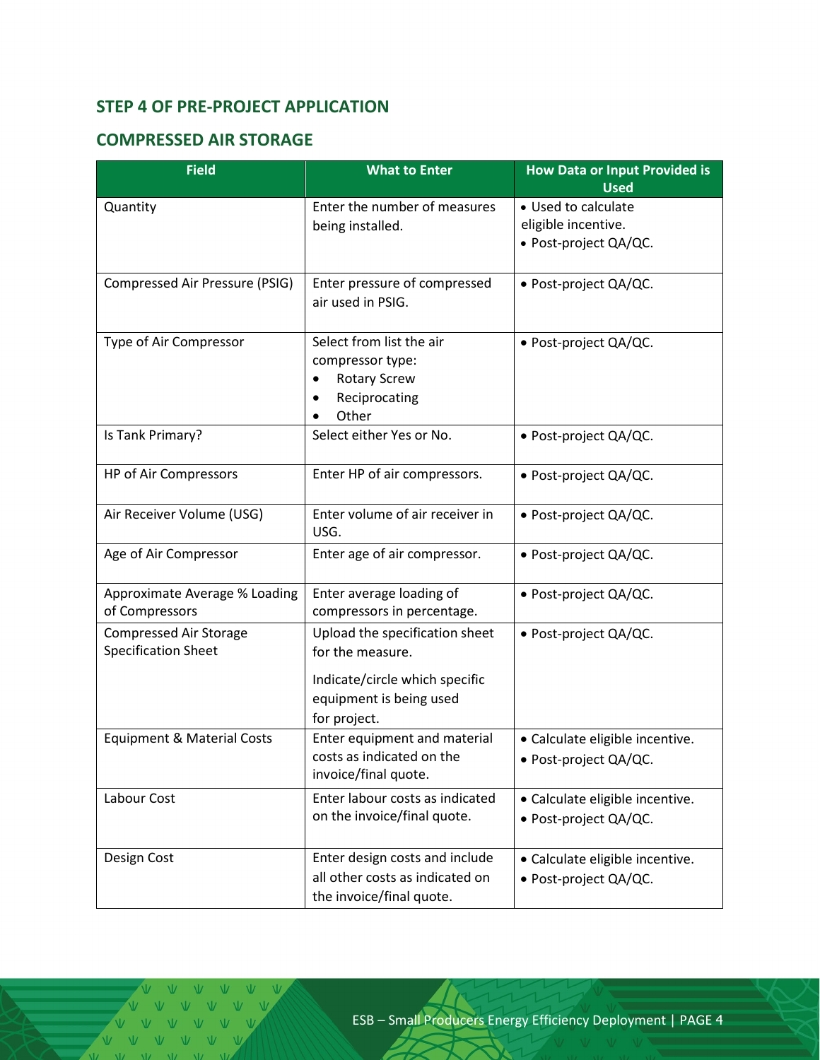## STEP 4 OF PRE-PROJECT APPLICATION

## COMPRESSED AIR STORAGE

| Field | What to Enter | How Data or Input Provided is Used |
|---|---|---|
| Quantity | Enter the number of measures being installed. | • Used to calculate eligible incentive.<br>• Post-project QA/QC. |
| Compressed Air Pressure (PSIG) | Enter pressure of compressed air used in PSIG. | • Post-project QA/QC. |
| Type of Air Compressor | Select from list the air compressor type:<br>• Rotary Screw<br>• Reciprocating<br>• Other | • Post-project QA/QC. |
| Is Tank Primary? | Select either Yes or No. | • Post-project QA/QC. |
| HP of Air Compressors | Enter HP of air compressors. | • Post-project QA/QC. |
| Air Receiver Volume (USG) | Enter volume of air receiver in USG. | • Post-project QA/QC. |
| Age of Air Compressor | Enter age of air compressor. | • Post-project QA/QC. |
| Approximate Average % Loading of Compressors | Enter average loading of compressors in percentage. | • Post-project QA/QC. |
| Compressed Air Storage Specification Sheet | Upload the specification sheet for the measure.<br>Indicate/circle which specific equipment is being used for project. | • Post-project QA/QC. |
| Equipment & Material Costs | Enter equipment and material costs as indicated on the invoice/final quote. | • Calculate eligible incentive.<br>• Post-project QA/QC. |
| Labour Cost | Enter labour costs as indicated on the invoice/final quote. | • Calculate eligible incentive.<br>• Post-project QA/QC. |
| Design Cost | Enter design costs and include all other costs as indicated on the invoice/final quote. | • Calculate eligible incentive.<br>• Post-project QA/QC. |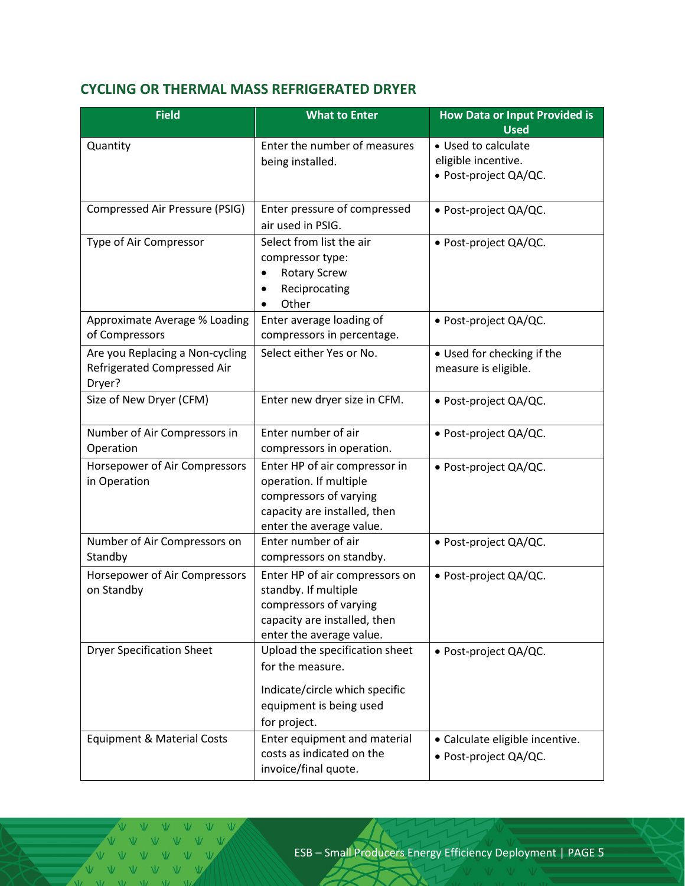## CYCLING OR THERMAL MASS REFRIGERATED DRYER

| Field | What to Enter | How Data or Input Provided is Used |
| --- | --- | --- |
| Quantity | Enter the number of measures being installed. | • Used to calculate eligible incentive.<br>• Post-project QA/QC. |
| Compressed Air Pressure (PSIG) | Enter pressure of compressed air used in PSIG. | • Post-project QA/QC. |
| Type of Air Compressor | Select from list the air compressor type:<br>• Rotary Screw<br>• Reciprocating<br>• Other | • Post-project QA/QC. |
| Approximate Average % Loading of Compressors | Enter average loading of compressors in percentage. | • Post-project QA/QC. |
| Are you Replacing a Non-cycling Refrigerated Compressed Air Dryer? | Select either Yes or No. | • Used for checking if the measure is eligible. |
| Size of New Dryer (CFM) | Enter new dryer size in CFM. | • Post-project QA/QC. |
| Number of Air Compressors in Operation | Enter number of air compressors in operation. | • Post-project QA/QC. |
| Horsepower of Air Compressors in Operation | Enter HP of air compressor in operation. If multiple compressors of varying capacity are installed, then enter the average value. | • Post-project QA/QC. |
| Number of Air Compressors on Standby | Enter number of air compressors on standby. | • Post-project QA/QC. |
| Horsepower of Air Compressors on Standby | Enter HP of air compressors on standby. If multiple compressors of varying capacity are installed, then enter the average value. | • Post-project QA/QC. |
| Dryer Specification Sheet | Upload the specification sheet for the measure.<br><br>Indicate/circle which specific equipment is being used for project. | • Post-project QA/QC. |
| Equipment & Material Costs | Enter equipment and material costs as indicated on the invoice/final quote. | • Calculate eligible incentive.<br>• Post-project QA/QC. |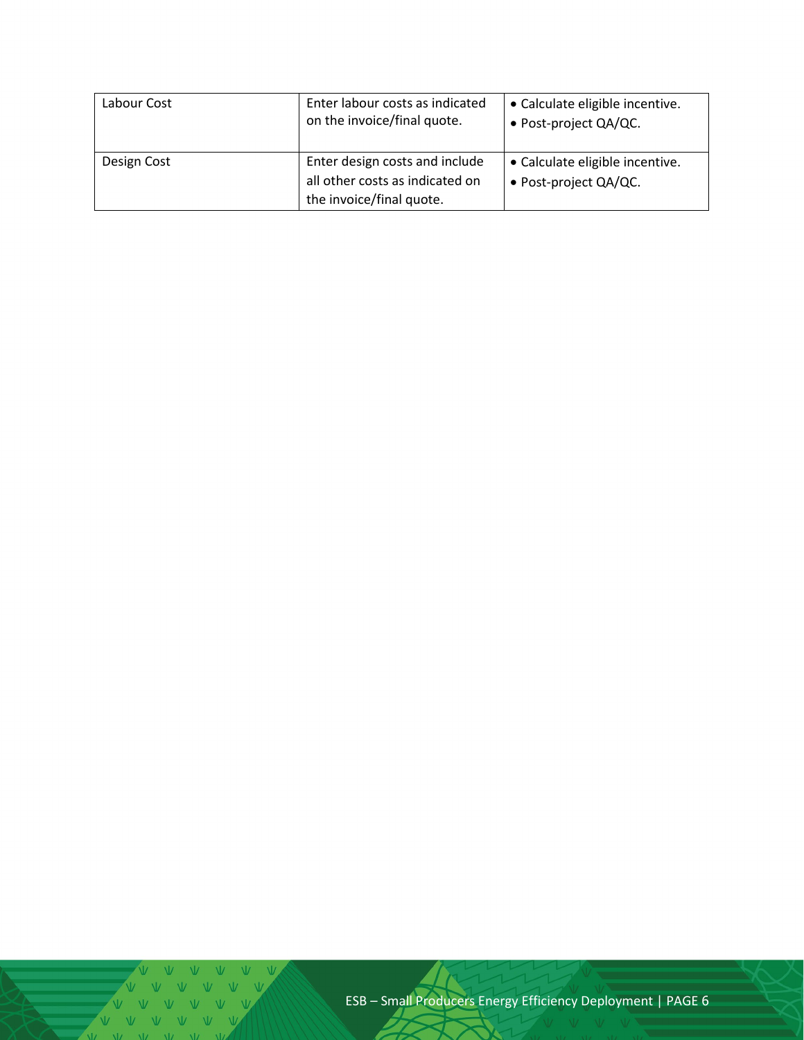| | | |
|---|---|---|
| Labour Cost | Enter labour costs as indicated on the invoice/final quote. | • Calculate eligible incentive.<br>• Post-project QA/QC. |
| Design Cost | Enter design costs and include all other costs as indicated on the invoice/final quote. | • Calculate eligible incentive.<br>• Post-project QA/QC. |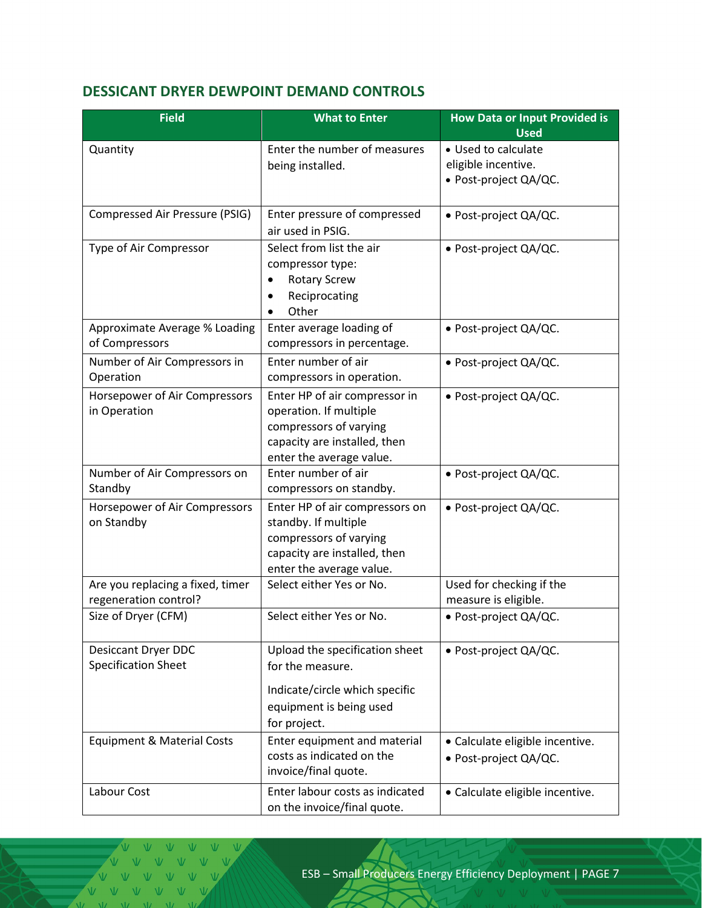## DESSICANT DRYER DEWPOINT DEMAND CONTROLS

| Field | What to Enter | How Data or Input Provided is Used |
|---|---|---|
| Quantity | Enter the number of measures being installed. | • Used to calculate eligible incentive.<br>• Post-project QA/QC. |
| Compressed Air Pressure (PSIG) | Enter pressure of compressed air used in PSIG. | • Post-project QA/QC. |
| Type of Air Compressor | Select from list the air compressor type:<br>• Rotary Screw<br>• Reciprocating<br>• Other | • Post-project QA/QC. |
| Approximate Average % Loading of Compressors | Enter average loading of compressors in percentage. | • Post-project QA/QC. |
| Number of Air Compressors in Operation | Enter number of air compressors in operation. | • Post-project QA/QC. |
| Horsepower of Air Compressors in Operation | Enter HP of air compressor in operation. If multiple compressors of varying capacity are installed, then enter the average value. | • Post-project QA/QC. |
| Number of Air Compressors on Standby | Enter number of air compressors on standby. | • Post-project QA/QC. |
| Horsepower of Air Compressors on Standby | Enter HP of air compressors on standby. If multiple compressors of varying capacity are installed, then enter the average value. | • Post-project QA/QC. |
| Are you replacing a fixed, timer regeneration control? | Select either Yes or No. | Used for checking if the measure is eligible. |
| Size of Dryer (CFM) | Select either Yes or No. | • Post-project QA/QC. |
| Desiccant Dryer DDC Specification Sheet | Upload the specification sheet for the measure.<br><br>Indicate/circle which specific equipment is being used for project. | • Post-project QA/QC. |
| Equipment & Material Costs | Enter equipment and material costs as indicated on the invoice/final quote. | • Calculate eligible incentive.<br>• Post-project QA/QC. |
| Labour Cost | Enter labour costs as indicated on the invoice/final quote. | • Calculate eligible incentive. |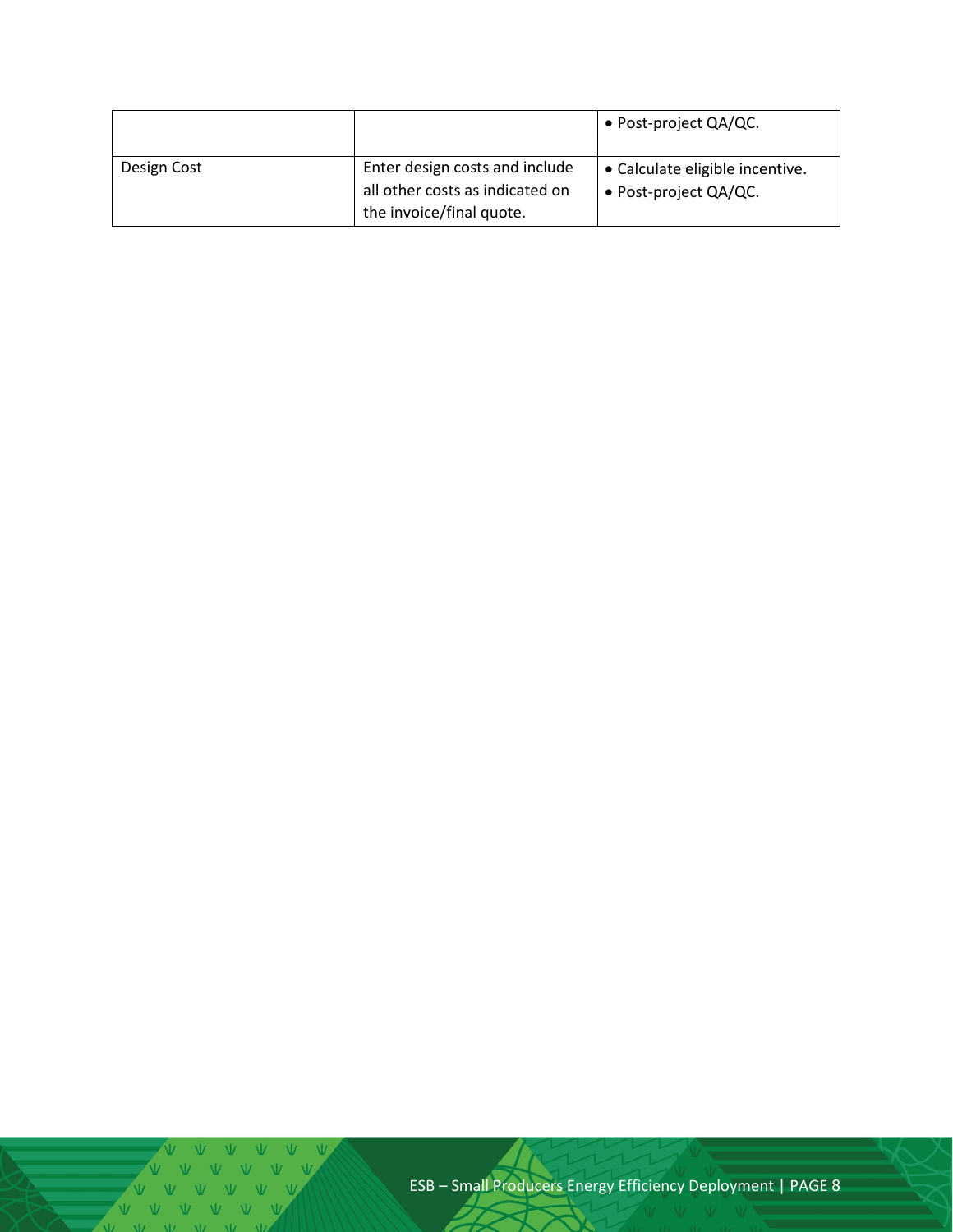| | | |
|---|---|---|
| | | • Post-project QA/QC. |
| Design Cost | Enter design costs and include all other costs as indicated on the invoice/final quote. | • Calculate eligible incentive.<br>• Post-project QA/QC. |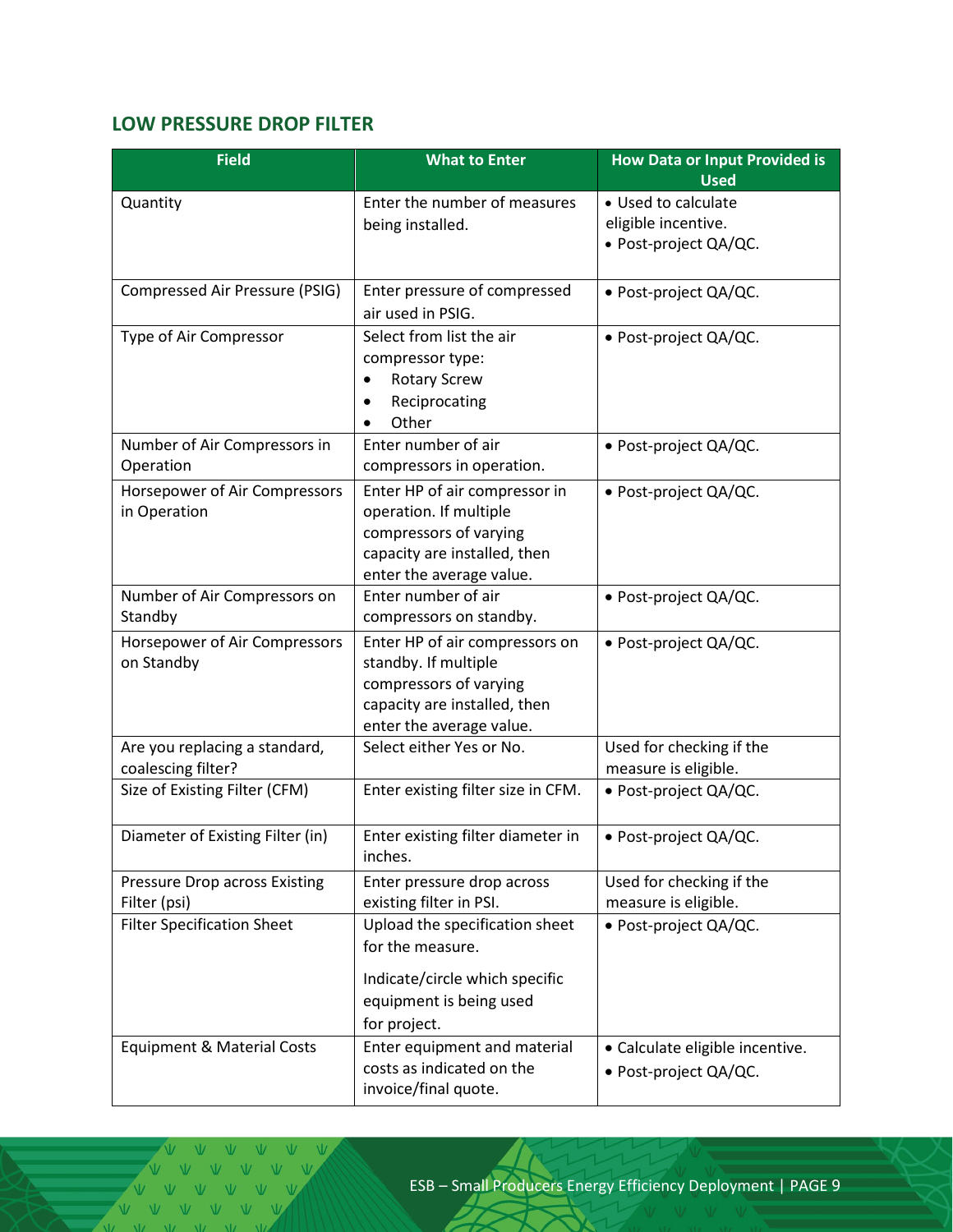## LOW PRESSURE DROP FILTER

| Field | What to Enter | How Data or Input Provided is Used |
| --- | --- | --- |
| Quantity | Enter the number of measures being installed. | • Used to calculate eligible incentive.<br>• Post-project QA/QC. |
| Compressed Air Pressure (PSIG) | Enter pressure of compressed air used in PSIG. | • Post-project QA/QC. |
| Type of Air Compressor | Select from list the air compressor type:<br>• Rotary Screw<br>• Reciprocating<br>• Other | • Post-project QA/QC. |
| Number of Air Compressors in Operation | Enter number of air compressors in operation. | • Post-project QA/QC. |
| Horsepower of Air Compressors in Operation | Enter HP of air compressor in operation. If multiple compressors of varying capacity are installed, then enter the average value. | • Post-project QA/QC. |
| Number of Air Compressors on Standby | Enter number of air compressors on standby. | • Post-project QA/QC. |
| Horsepower of Air Compressors on Standby | Enter HP of air compressors on standby. If multiple compressors of varying capacity are installed, then enter the average value. | • Post-project QA/QC. |
| Are you replacing a standard, coalescing filter? | Select either Yes or No. | Used for checking if the measure is eligible. |
| Size of Existing Filter (CFM) | Enter existing filter size in CFM. | • Post-project QA/QC. |
| Diameter of Existing Filter (in) | Enter existing filter diameter in inches. | • Post-project QA/QC. |
| Pressure Drop across Existing Filter (psi) | Enter pressure drop across existing filter in PSI. | Used for checking if the measure is eligible. |
| Filter Specification Sheet | Upload the specification sheet for the measure.<br><br>Indicate/circle which specific equipment is being used for project. | • Post-project QA/QC. |
| Equipment & Material Costs | Enter equipment and material costs as indicated on the invoice/final quote. | • Calculate eligible incentive.<br>• Post-project QA/QC. |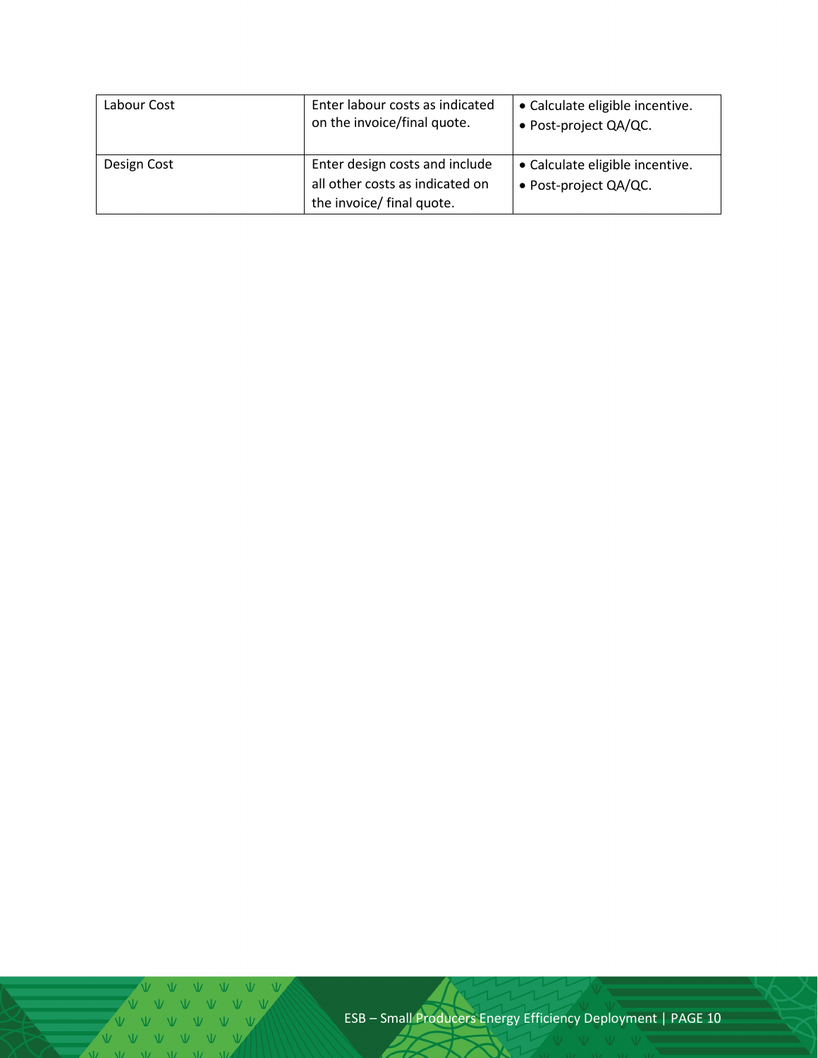| Labour Cost | Enter labour costs as indicated on the invoice/final quote. | • Calculate eligible incentive.<br>• Post-project QA/QC. |
|---|---|---|
| Design Cost | Enter design costs and include all other costs as indicated on the invoice/ final quote. | • Calculate eligible incentive.<br>• Post-project QA/QC. |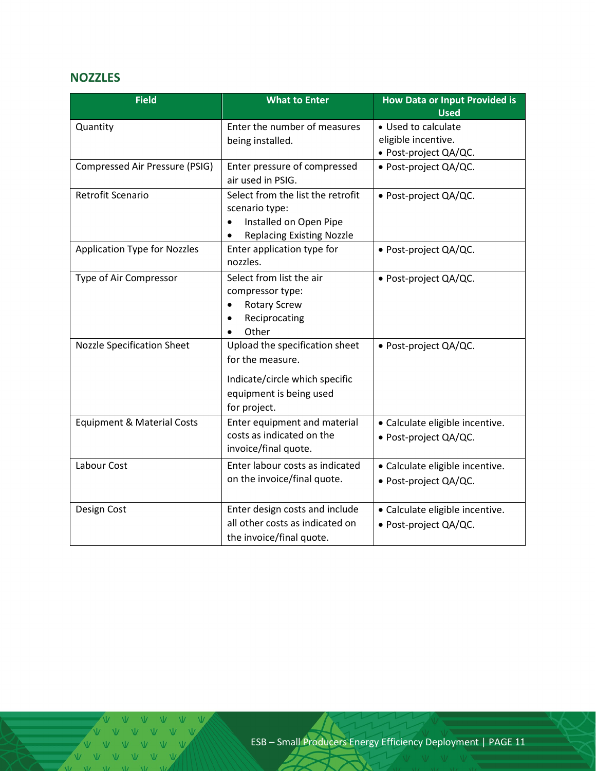## NOZZLES

| Field | What to Enter | How Data or Input Provided is Used |
|---|---|---|
| Quantity | Enter the number of measures being installed. | • Used to calculate eligible incentive.<br>• Post-project QA/QC. |
| Compressed Air Pressure (PSIG) | Enter pressure of compressed air used in PSIG. | • Post-project QA/QC. |
| Retrofit Scenario | Select from the list the retrofit scenario type:<br>• Installed on Open Pipe<br>• Replacing Existing Nozzle | • Post-project QA/QC. |
| Application Type for Nozzles | Enter application type for nozzles. | • Post-project QA/QC. |
| Type of Air Compressor | Select from list the air compressor type:<br>• Rotary Screw<br>• Reciprocating<br>• Other | • Post-project QA/QC. |
| Nozzle Specification Sheet | Upload the specification sheet for the measure.<br><br>Indicate/circle which specific equipment is being used for project. | • Post-project QA/QC. |
| Equipment & Material Costs | Enter equipment and material costs as indicated on the invoice/final quote. | • Calculate eligible incentive.<br>• Post-project QA/QC. |
| Labour Cost | Enter labour costs as indicated on the invoice/final quote. | • Calculate eligible incentive.<br>• Post-project QA/QC. |
| Design Cost | Enter design costs and include all other costs as indicated on the invoice/final quote. | • Calculate eligible incentive.<br>• Post-project QA/QC. |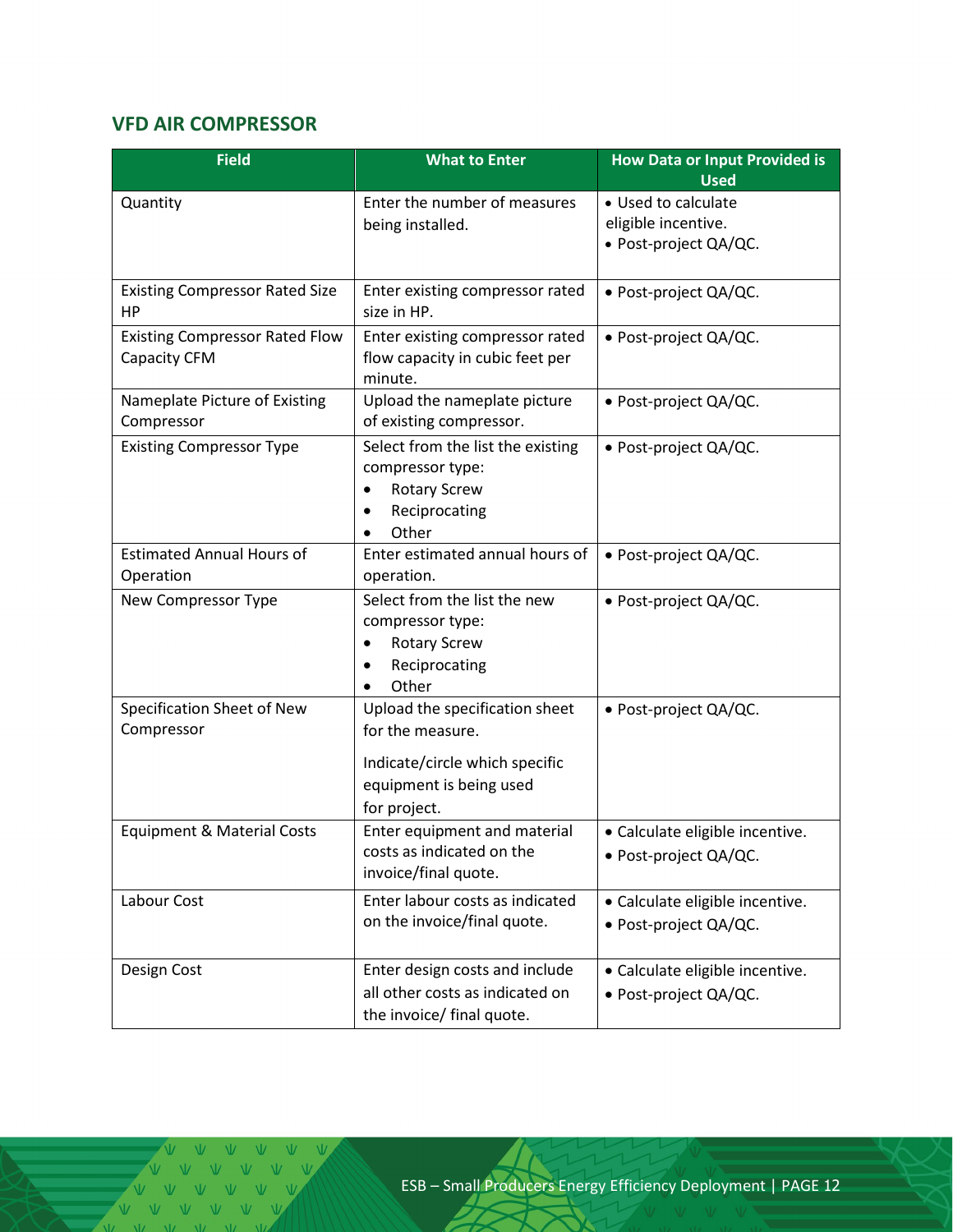### VFD AIR COMPRESSOR

| Field | What to Enter | How Data or Input Provided is Used |
| --- | --- | --- |
| Quantity | Enter the number of measures being installed. | • Used to calculate eligible incentive.<br>• Post-project QA/QC. |
| Existing Compressor Rated Size HP | Enter existing compressor rated size in HP. | • Post-project QA/QC. |
| Existing Compressor Rated Flow Capacity CFM | Enter existing compressor rated flow capacity in cubic feet per minute. | • Post-project QA/QC. |
| Nameplate Picture of Existing Compressor | Upload the nameplate picture of existing compressor. | • Post-project QA/QC. |
| Existing Compressor Type | Select from the list the existing compressor type:<br>• Rotary Screw<br>• Reciprocating<br>• Other | • Post-project QA/QC. |
| Estimated Annual Hours of Operation | Enter estimated annual hours of operation. | • Post-project QA/QC. |
| New Compressor Type | Select from the list the new compressor type:<br>• Rotary Screw<br>• Reciprocating<br>• Other | • Post-project QA/QC. |
| Specification Sheet of New Compressor | Upload the specification sheet for the measure.<br><br>Indicate/circle which specific equipment is being used for project. | • Post-project QA/QC. |
| Equipment & Material Costs | Enter equipment and material costs as indicated on the invoice/final quote. | • Calculate eligible incentive.<br>• Post-project QA/QC. |
| Labour Cost | Enter labour costs as indicated on the invoice/final quote. | • Calculate eligible incentive.<br>• Post-project QA/QC. |
| Design Cost | Enter design costs and include all other costs as indicated on the invoice/ final quote. | • Calculate eligible incentive.<br>• Post-project QA/QC. |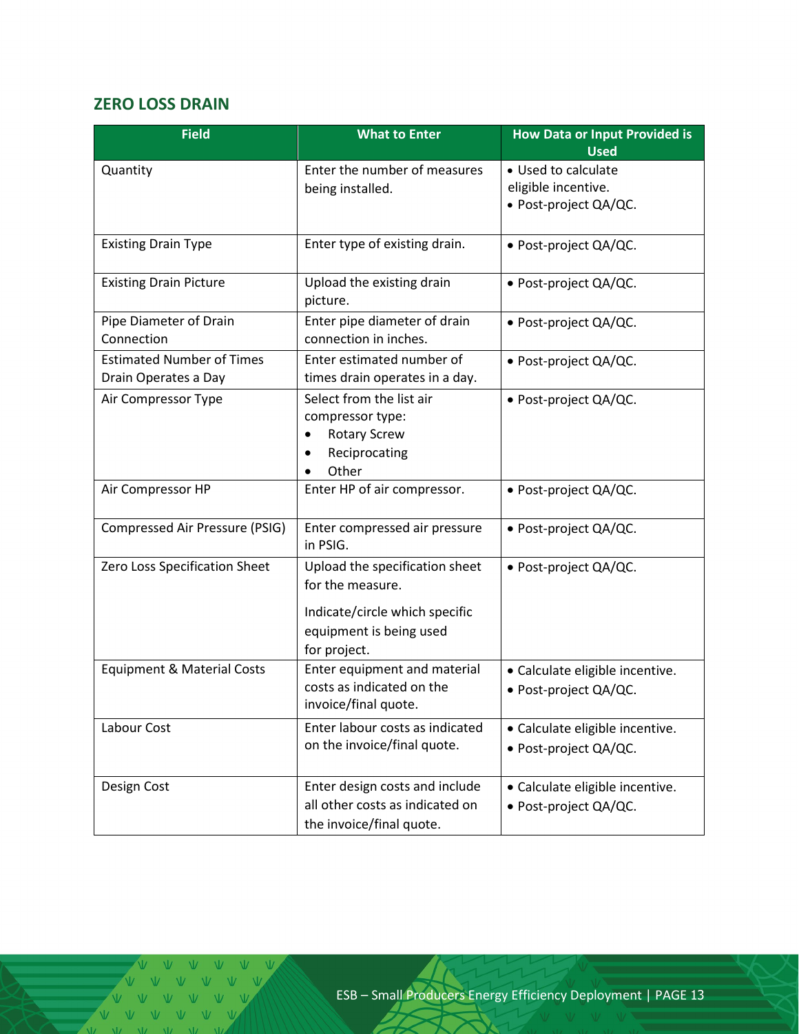## ZERO LOSS DRAIN

| Field | What to Enter | How Data or Input Provided is Used |
|---|---|---|
| Quantity | Enter the number of measures being installed. | • Used to calculate eligible incentive.<br>• Post-project QA/QC. |
| Existing Drain Type | Enter type of existing drain. | • Post-project QA/QC. |
| Existing Drain Picture | Upload the existing drain picture. | • Post-project QA/QC. |
| Pipe Diameter of Drain Connection | Enter pipe diameter of drain connection in inches. | • Post-project QA/QC. |
| Estimated Number of Times Drain Operates a Day | Enter estimated number of times drain operates in a day. | • Post-project QA/QC. |
| Air Compressor Type | Select from the list air compressor type:<br>• Rotary Screw<br>• Reciprocating<br>• Other | • Post-project QA/QC. |
| Air Compressor HP | Enter HP of air compressor. | • Post-project QA/QC. |
| Compressed Air Pressure (PSIG) | Enter compressed air pressure in PSIG. | • Post-project QA/QC. |
| Zero Loss Specification Sheet | Upload the specification sheet for the measure.<br><br>Indicate/circle which specific equipment is being used for project. | • Post-project QA/QC. |
| Equipment & Material Costs | Enter equipment and material costs as indicated on the invoice/final quote. | • Calculate eligible incentive.<br>• Post-project QA/QC. |
| Labour Cost | Enter labour costs as indicated on the invoice/final quote. | • Calculate eligible incentive.<br>• Post-project QA/QC. |
| Design Cost | Enter design costs and include all other costs as indicated on the invoice/final quote. | • Calculate eligible incentive.<br>• Post-project QA/QC. |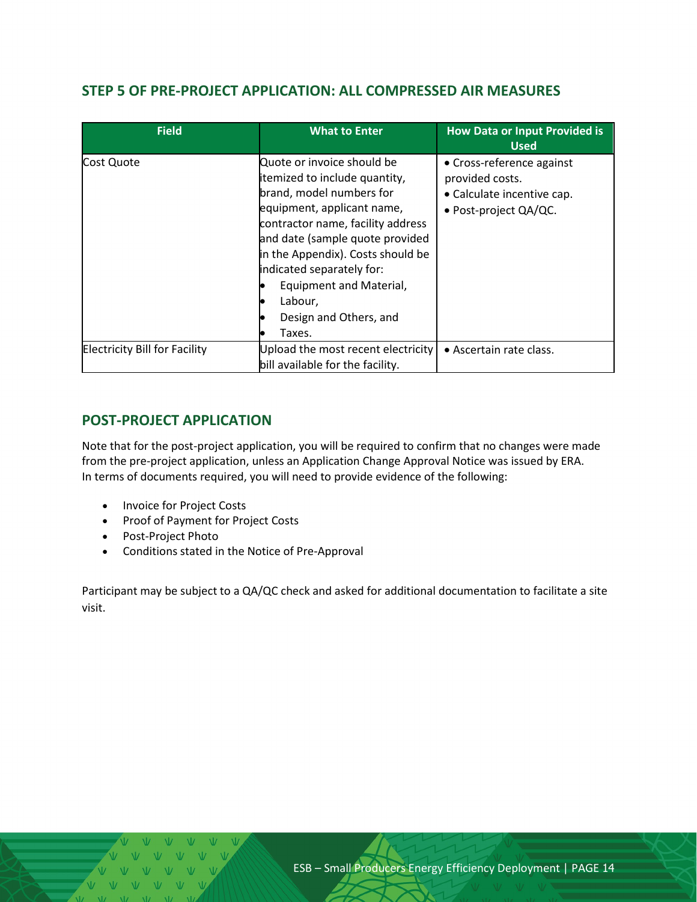## STEP 5 OF PRE-PROJECT APPLICATION: ALL COMPRESSED AIR MEASURES

| Field | What to Enter | How Data or Input Provided is Used |
|---|---|---|
| Cost Quote | Quote or invoice should be itemized to include quantity, brand, model numbers for equipment, applicant name, contractor name, facility address and date (sample quote provided in the Appendix). Costs should be indicated separately for: <br>• Equipment and Material, <br>• Labour, <br>• Design and Others, and <br>• Taxes. | • Cross-reference against provided costs. <br>• Calculate incentive cap. <br>• Post-project QA/QC. |
| Electricity Bill for Facility | Upload the most recent electricity bill available for the facility. | • Ascertain rate class. |

## POST-PROJECT APPLICATION

Note that for the post-project application, you will be required to confirm that no changes were made from the pre-project application, unless an Application Change Approval Notice was issued by ERA. In terms of documents required, you will need to provide evidence of the following:

- Invoice for Project Costs
- Proof of Payment for Project Costs
- Post-Project Photo
- Conditions stated in the Notice of Pre-Approval

Participant may be subject to a QA/QC check and asked for additional documentation to facilitate a site visit.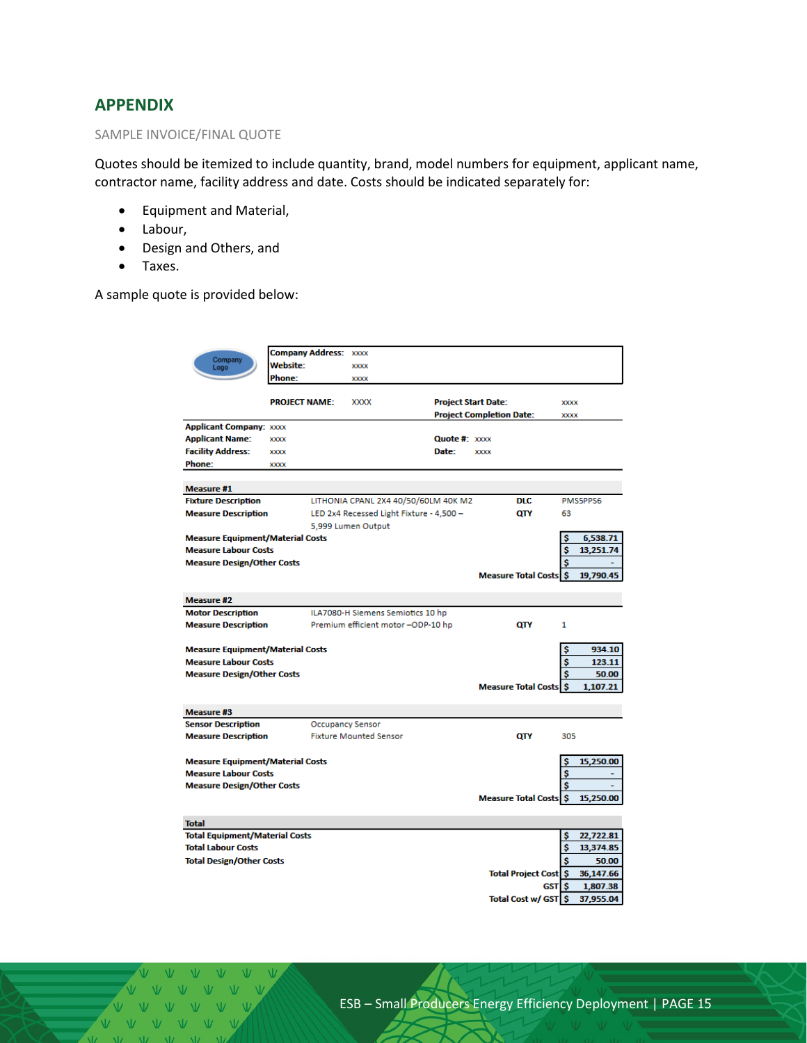## APPENDIX

SAMPLE INVOICE/FINAL QUOTE

Quotes should be itemized to include quantity, brand, model numbers for equipment, applicant name, contractor name, facility address and date. Costs should be indicated separately for:

- Equipment and Material,
- Labour,
- Design and Others, and
- Taxes.

A sample quote is provided below:

Company Logo

| | |
|---|---|
| **Company Address:** | xxxx |
| **Website:** | xxxx |
| **Phone:** | xxxx |

| | | | |
|---|---|---|---|
| **PROJECT NAME:** | XXXX | **Project Start Date:** | xxxx |
| | | **Project Completion Date:** | xxxx |
| **Applicant Company:** | xxxx | | |
| **Applicant Name:** | xxxx | **Quote #:** | xxxx |
| **Facility Address:** | xxxx | **Date:** | xxxx |
| **Phone:** | xxxx | | |

| | | | |
|---|---|---|---|
| **Measure #1** | | | |
| **Fixture Description** | LITHONIA CPANL 2X4 40/50/60LM 40K M2 | **DLC** | PMS5PPS6 |
| **Measure Description** | LED 2x4 Recessed Light Fixture - 4,500 – 5,999 Lumen Output | **QTY** | 63 |
| **Measure Equipment/Material Costs** | | | $ 6,538.71 |
| **Measure Labour Costs** | | | $ 13,251.74 |
| **Measure Design/Other Costs** | | | $ - |
| | | **Measure Total Costs** | $ 19,790.45 |
| **Measure #2** | | | |
| **Motor Description** | ILA7080-H Siemens Semiotics 10 hp | | |
| **Measure Description** | Premium efficient motor –ODP-10 hp | **QTY** | 1 |
| **Measure Equipment/Material Costs** | | | $ 934.10 |
| **Measure Labour Costs** | | | $ 123.11 |
| **Measure Design/Other Costs** | | | $ 50.00 |
| | | **Measure Total Costs** | $ 1,107.21 |
| **Measure #3** | | | |
| **Sensor Description** | Occupancy Sensor | | |
| **Measure Description** | Fixture Mounted Sensor | **QTY** | 305 |
| **Measure Equipment/Material Costs** | | | $ 15,250.00 |
| **Measure Labour Costs** | | | $ - |
| **Measure Design/Other Costs** | | | $ - |
| | | **Measure Total Costs** | $ 15,250.00 |
| **Total** | | | |
| **Total Equipment/Material Costs** | | | $ 22,722.81 |
| **Total Labour Costs** | | | $ 13,374.85 |
| **Total Design/Other Costs** | | | $ 50.00 |
| | | **Total Project Cost** | $ 36,147.66 |
| | | **GST** | $ 1,807.38 |
| | | **Total Cost w/ GST** | $ 37,955.04 |